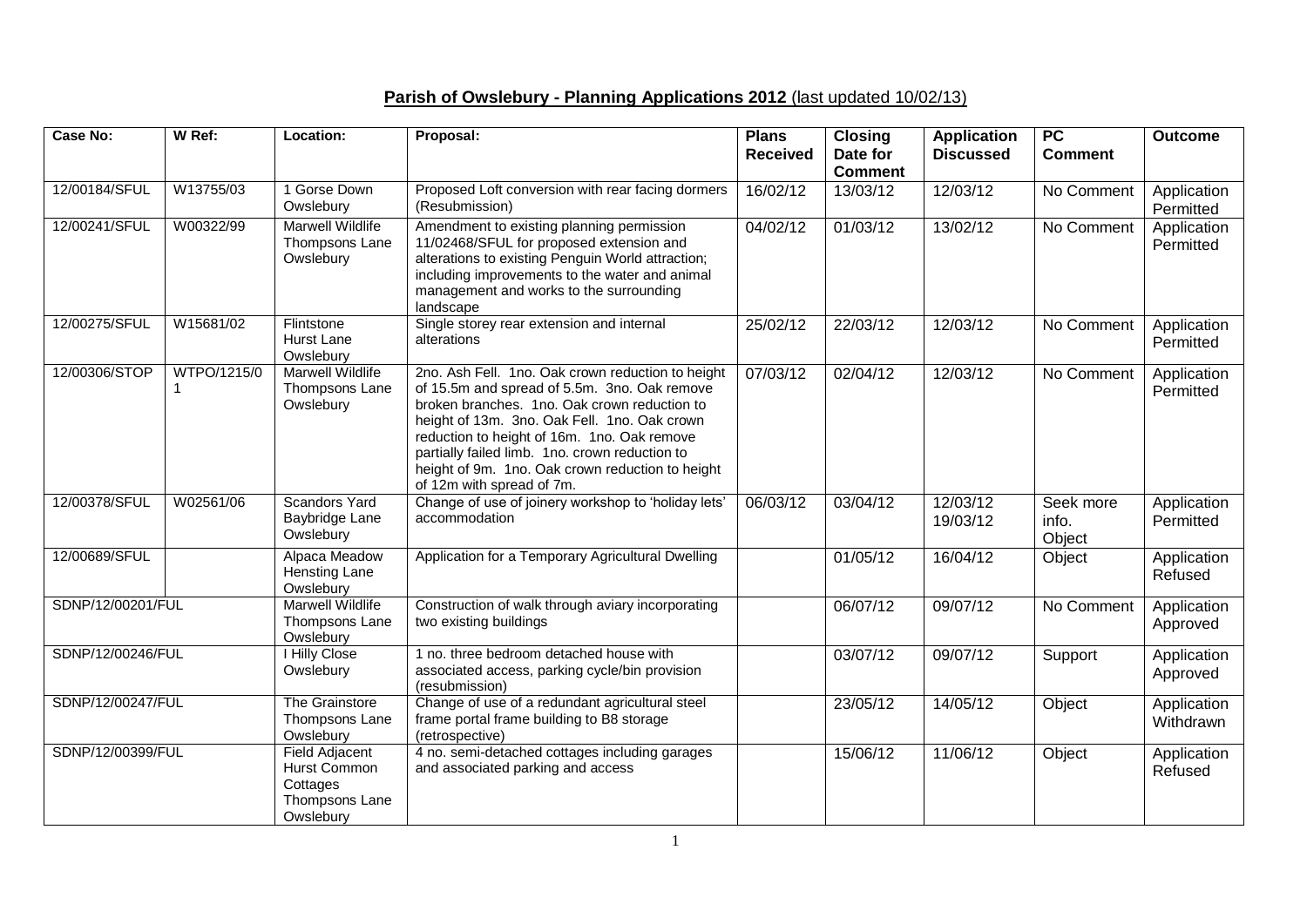# **Parish of Owslebury - Planning Applications 2012** (last updated 10/02/13)

| Case No: | W Ref: | Location: | Proposal: | Plans Received | Closing Date for Comment | Application Discussed | PC Comment | Outcome |
|---|---|---|---|---|---|---|---|---|
| 12/00184/SFUL | W13755/03 | 1 Gorse Down Owslebury | Proposed Loft conversion with rear facing dormers (Resubmission) | 16/02/12 | 13/03/12 | 12/03/12 | No Comment | Application Permitted |
| 12/00241/SFUL | W00322/99 | Marwell Wildlife Thompsons Lane Owslebury | Amendment to existing planning permission 11/02468/SFUL for proposed extension and alterations to existing Penguin World attraction; including improvements to the water and animal management and works to the surrounding landscape | 04/02/12 | 01/03/12 | 13/02/12 | No Comment | Application Permitted |
| 12/00275/SFUL | W15681/02 | Flintstone Hurst Lane Owslebury | Single storey rear extension and internal alterations | 25/02/12 | 22/03/12 | 12/03/12 | No Comment | Application Permitted |
| 12/00306/STOP | WTPO/1215/01 | Marwell Wildlife Thompsons Lane Owslebury | 2no. Ash Fell. 1no. Oak crown reduction to height of 15.5m and spread of 5.5m. 3no. Oak remove broken branches. 1no. Oak crown reduction to height of 13m. 3no. Oak Fell. 1no. Oak crown reduction to height of 16m. 1no. Oak remove partially failed limb. 1no. crown reduction to height of 9m. 1no. Oak crown reduction to height of 12m with spread of 7m. | 07/03/12 | 02/04/12 | 12/03/12 | No Comment | Application Permitted |
| 12/00378/SFUL | W02561/06 | Scandors Yard Baybridge Lane Owslebury | Change of use of joinery workshop to 'holiday lets' accommodation | 06/03/12 | 03/04/12 | 12/03/12 19/03/12 | Seek more info. Object | Application Permitted |
| 12/00689/SFUL | | Alpaca Meadow Hensting Lane Owslebury | Application for a Temporary Agricultural Dwelling | | 01/05/12 | 16/04/12 | Object | Application Refused |
| SDNP/12/00201/FUL | | Marwell Wildlife Thompsons Lane Owslebury | Construction of walk through aviary incorporating two existing buildings | | 06/07/12 | 09/07/12 | No Comment | Application Approved |
| SDNP/12/00246/FUL | | I Hilly Close Owslebury | 1 no. three bedroom detached house with associated access, parking cycle/bin provision (resubmission) | | 03/07/12 | 09/07/12 | Support | Application Approved |
| SDNP/12/00247/FUL | | The Grainstore Thompsons Lane Owslebury | Change of use of a redundant agricultural steel frame portal frame building to B8 storage (retrospective) | | 23/05/12 | 14/05/12 | Object | Application Withdrawn |
| SDNP/12/00399/FUL | | Field Adjacent Hurst Common Cottages Thompsons Lane Owslebury | 4 no. semi-detached cottages including garages and associated parking and access | | 15/06/12 | 11/06/12 | Object | Application Refused |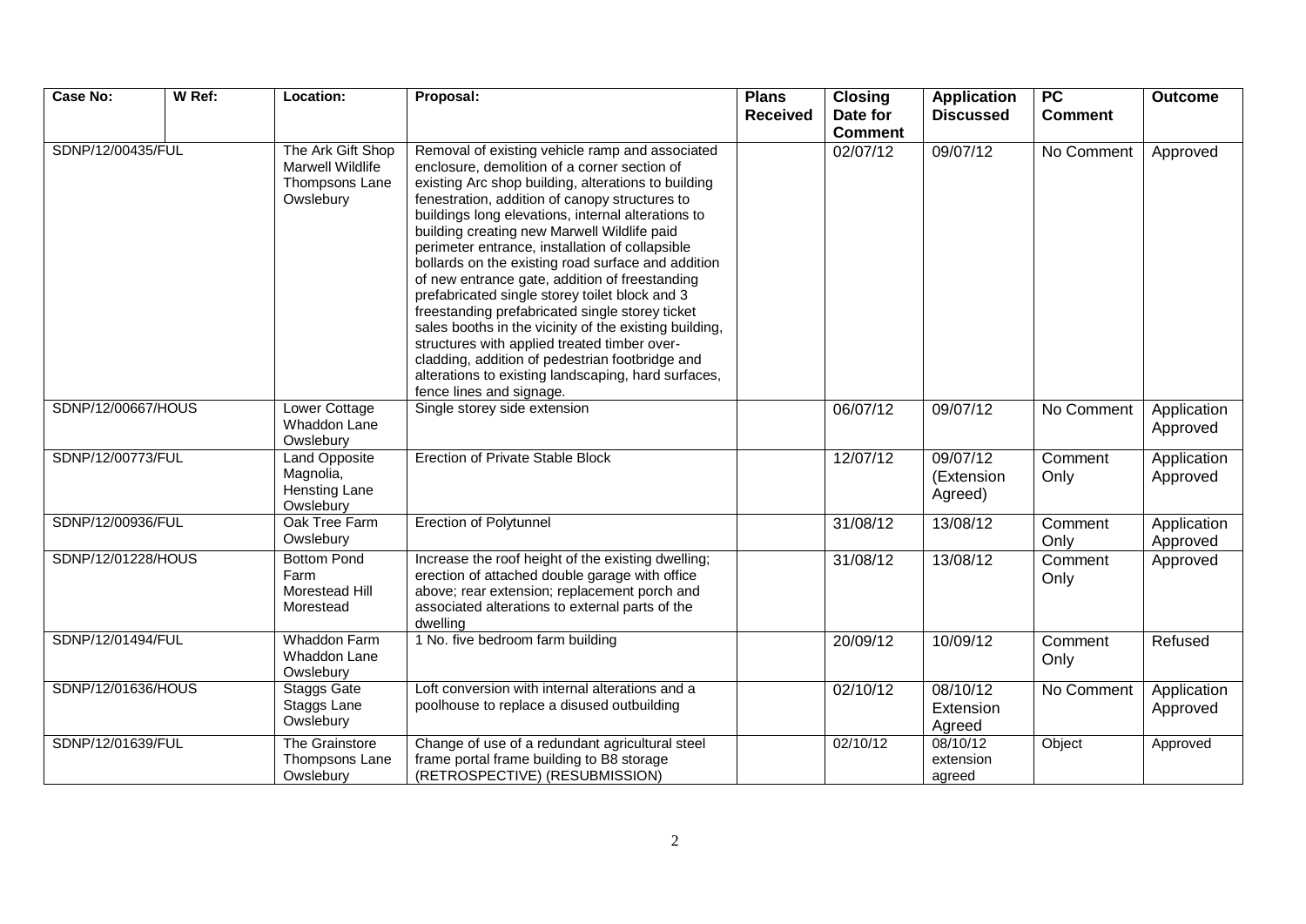| Case No: | W Ref: | Location: | Proposal: | Plans Received | Closing Date for Comment | Application Discussed | PC Comment | Outcome |
|---|---|---|---|---|---|---|---|---|
| SDNP/12/00435/FUL | | The Ark Gift Shop Marwell Wildlife Thompsons Lane Owslebury | Removal of existing vehicle ramp and associated enclosure, demolition of a corner section of existing Arc shop building, alterations to building fenestration, addition of canopy structures to buildings long elevations, internal alterations to building creating new Marwell Wildlife paid perimeter entrance, installation of collapsible bollards on the existing road surface and addition of new entrance gate, addition of freestanding prefabricated single storey toilet block and 3 freestanding prefabricated single storey ticket sales booths in the vicinity of the existing building, structures with applied treated timber over-cladding, addition of pedestrian footbridge and alterations to existing landscaping, hard surfaces, fence lines and signage. | | 02/07/12 | 09/07/12 | No Comment | Approved |
| SDNP/12/00667/HOUS | | Lower Cottage Whaddon Lane Owslebury | Single storey side extension | | 06/07/12 | 09/07/12 | No Comment | Application Approved |
| SDNP/12/00773/FUL | | Land Opposite Magnolia, Hensting Lane Owslebury | Erection of Private Stable Block | | 12/07/12 | 09/07/12 (Extension Agreed) | Comment Only | Application Approved |
| SDNP/12/00936/FUL | | Oak Tree Farm Owslebury | Erection of Polytunnel | | 31/08/12 | 13/08/12 | Comment Only | Application Approved |
| SDNP/12/01228/HOUS | | Bottom Pond Farm Morestead Hill Morestead | Increase the roof height of the existing dwelling; erection of attached double garage with office above; rear extension; replacement porch and associated alterations to external parts of the dwelling | | 31/08/12 | 13/08/12 | Comment Only | Approved |
| SDNP/12/01494/FUL | | Whaddon Farm Whaddon Lane Owslebury | 1 No. five bedroom farm building | | 20/09/12 | 10/09/12 | Comment Only | Refused |
| SDNP/12/01636/HOUS | | Staggs Gate Staggs Lane Owslebury | Loft conversion with internal alterations and a poolhouse to replace a disused outbuilding | | 02/10/12 | 08/10/12 Extension Agreed | No Comment | Application Approved |
| SDNP/12/01639/FUL | | The Grainstore Thompsons Lane Owslebury | Change of use of a redundant agricultural steel frame portal frame building to B8 storage (RETROSPECTIVE) (RESUBMISSION) | | 02/10/12 | 08/10/12 extension agreed | Object | Approved |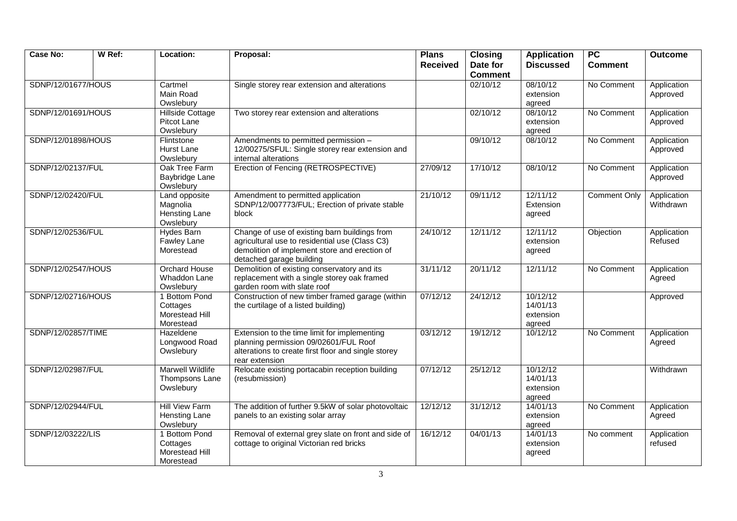| Case No: | W Ref: | Location: | Proposal: | Plans Received | Closing Date for Comment | Application Discussed | PC Comment | Outcome |
|---|---|---|---|---|---|---|---|---|
| SDNP/12/01677/HOUS | | Cartmel Main Road Owslebury | Single storey rear extension and alterations | | 02/10/12 | 08/10/12 extension agreed | No Comment | Application Approved |
| SDNP/12/01691/HOUS | | Hillside Cottage Pitcot Lane Owslebury | Two storey rear extension and alterations | | 02/10/12 | 08/10/12 extension agreed | No Comment | Application Approved |
| SDNP/12/01898/HOUS | | Flintstone Hurst Lane Owslebury | Amendments to permitted permission – 12/00275/SFUL: Single storey rear extension and internal alterations | | 09/10/12 | 08/10/12 | No Comment | Application Approved |
| SDNP/12/02137/FUL | | Oak Tree Farm Baybridge Lane Owslebury | Erection of Fencing (RETROSPECTIVE) | 27/09/12 | 17/10/12 | 08/10/12 | No Comment | Application Approved |
| SDNP/12/02420/FUL | | Land opposite Magnolia Hensting Lane Owslebury | Amendment to permitted application SDNP/12/007773/FUL; Erection of private stable block | 21/10/12 | 09/11/12 | 12/11/12 Extension agreed | Comment Only | Application Withdrawn |
| SDNP/12/02536/FUL | | Hydes Barn Fawley Lane Morestead | Change of use of existing barn buildings from agricultural use to residential use (Class C3) demolition of implement store and erection of detached garage building | 24/10/12 | 12/11/12 | 12/11/12 extension agreed | Objection | Application Refused |
| SDNP/12/02547/HOUS | | Orchard House Whaddon Lane Owslebury | Demolition of existing conservatory and its replacement with a single storey oak framed garden room with slate roof | 31/11/12 | 20/11/12 | 12/11/12 | No Comment | Application Agreed |
| SDNP/12/02716/HOUS | | 1 Bottom Pond Cottages Morestead Hill Morestead | Construction of new timber framed garage (within the curtilage of a listed building) | 07/12/12 | 24/12/12 | 10/12/12 14/01/13 extension agreed | | Approved |
| SDNP/12/02857/TIME | | Hazeldene Longwood Road Owslebury | Extension to the time limit for implementing planning permission 09/02601/FUL Roof alterations to create first floor and single storey rear extension | 03/12/12 | 19/12/12 | 10/12/12 | No Comment | Application Agreed |
| SDNP/12/02987/FUL | | Marwell Wildlife Thompsons Lane Owslebury | Relocate existing portacabin reception building (resubmission) | 07/12/12 | 25/12/12 | 10/12/12 14/01/13 extension agreed | | Withdrawn |
| SDNP/12/02944/FUL | | Hill View Farm Hensting Lane Owslebury | The addition of further 9.5kW of solar photovoltaic panels to an existing solar array | 12/12/12 | 31/12/12 | 14/01/13 extension agreed | No Comment | Application Agreed |
| SDNP/12/03222/LIS | | 1 Bottom Pond Cottages Morestead Hill Morestead | Removal of external grey slate on front and side of cottage to original Victorian red bricks | 16/12/12 | 04/01/13 | 14/01/13 extension agreed | No comment | Application refused |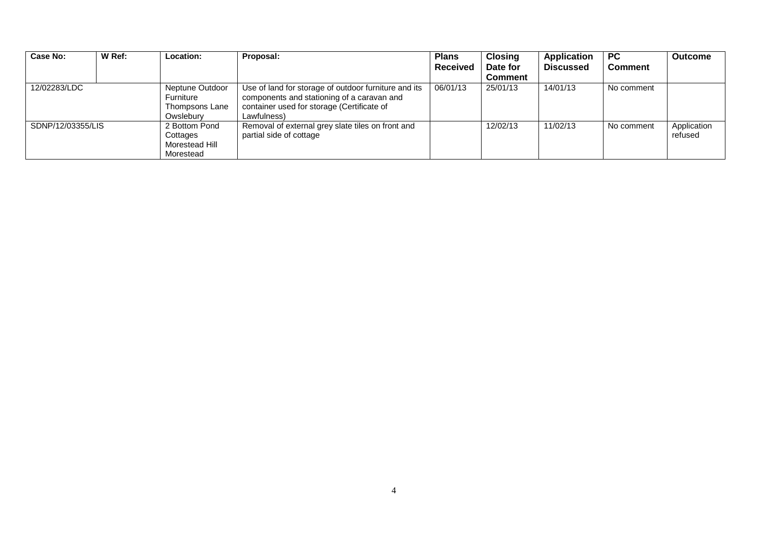| Case No: | W Ref: | Location: | Proposal: | Plans Received | Closing Date for Comment | Application Discussed | PC Comment | Outcome |
| --- | --- | --- | --- | --- | --- | --- | --- | --- |
| 12/02283/LDC | | Neptune Outdoor Furniture Thompsons Lane Owslebury | Use of land for storage of outdoor furniture and its components and stationing of a caravan and container used for storage (Certificate of Lawfulness) | 06/01/13 | 25/01/13 | 14/01/13 | No comment | |
| SDNP/12/03355/LIS | | 2 Bottom Pond Cottages Morestead Hill Morestead | Removal of external grey slate tiles on front and partial side of cottage | | 12/02/13 | 11/02/13 | No comment | Application refused |